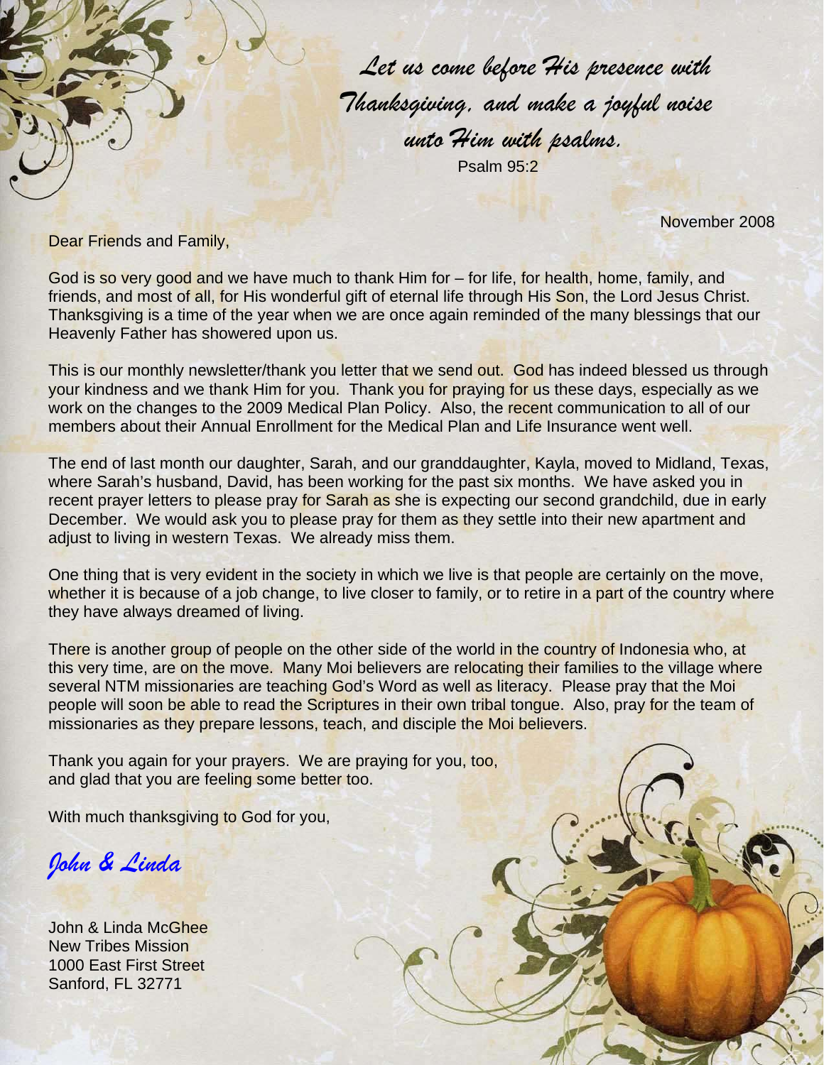*Let us come before His presence with Thanksgiving, and make a joyful noise unto Him with psalms.*

Psalm 95:2

November 2008

Dear Friends and Family,

God is so very good and we have much to thank Him for – for life, for health, home, family, and friends, and most of all, for His wonderful gift of eternal life through His Son, the Lord Jesus Christ. Thanksgiving is a time of the year when we are once again reminded of the many blessings that our Heavenly Father has showered upon us.

This is our monthly newsletter/thank you letter that we send out. God has indeed blessed us through your kindness and we thank Him for you. Thank you for praying for us these days, especially as we work on the changes to the 2009 Medical Plan Policy. Also, the recent communication to all of our members about their Annual Enrollment for the Medical Plan and Life Insurance went well.

The end of last month our daughter, Sarah, and our granddaughter, Kayla, moved to Midland, Texas, where Sarah's husband, David, has been working for the past six months. We have asked you in recent prayer letters to please pray for Sarah as she is expecting our second grandchild, due in early December. We would ask you to please pray for them as they settle into their new apartment and adjust to living in western Texas. We already miss them.

One thing that is very evident in the society in which we live is that people are certainly on the move, whether it is because of a job change, to live closer to family, or to retire in a part of the country where they have always dreamed of living.

There is another group of people on the other side of the world in the country of Indonesia who, at this very time, are on the move. Many Moi believers are relocating their families to the village where several NTM missionaries are teaching God's Word as well as literacy. Please pray that the Moi people will soon be able to read the Scriptures in their own tribal tongue. Also, pray for the team of missionaries as they prepare lessons, teach, and disciple the Moi believers.

Thank you again for your prayers. We are praying for you, too, and glad that you are feeling some better too.

With much thanksgiving to God for you,

*John & Linda*

John & Linda McGhee
New Tribes Mission
1000 East First Street
Sanford, FL 32771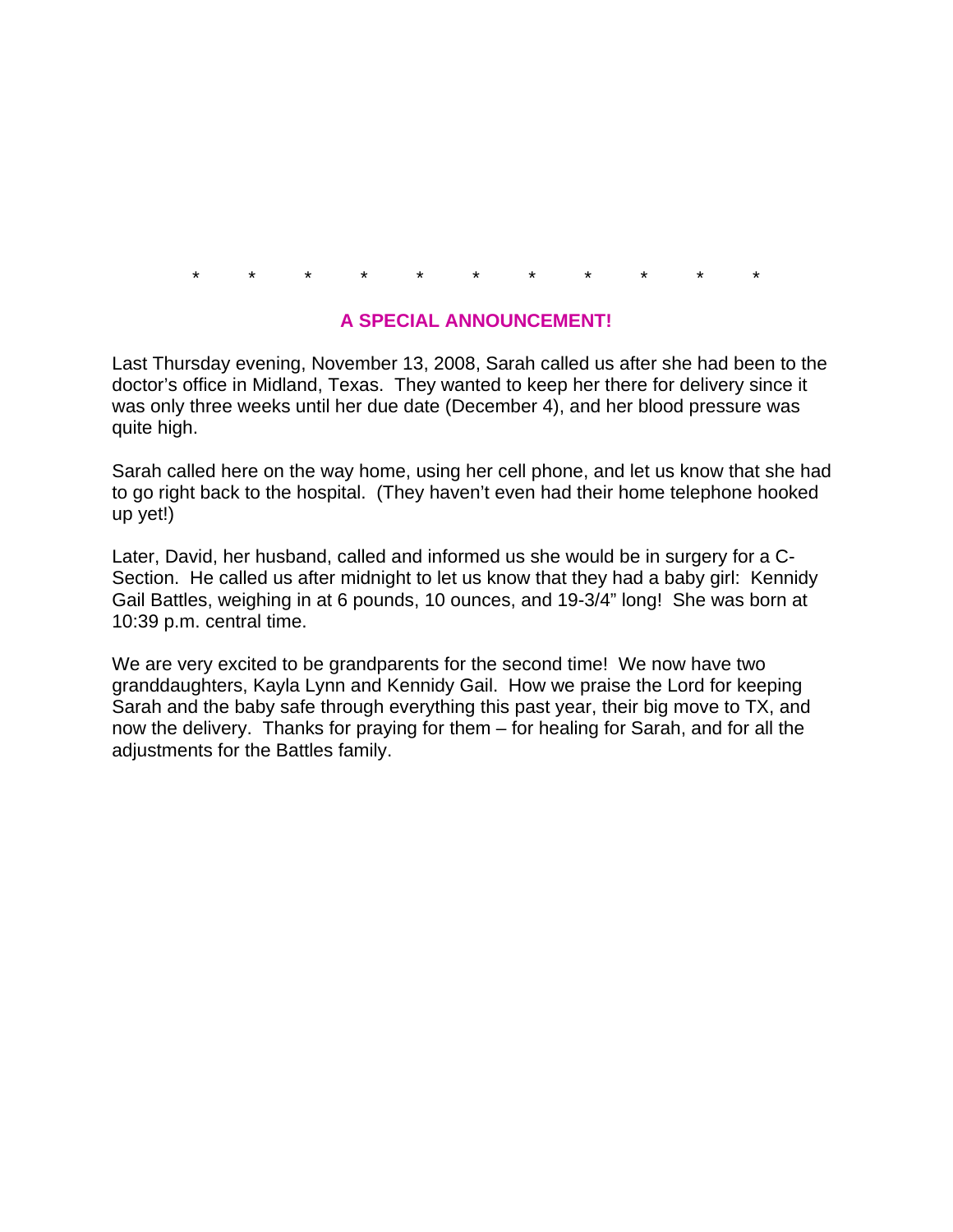\*          \*          \*          \*          \*          \*          \*          \*          \*          \*          \*

## A SPECIAL ANNOUNCEMENT!

Last Thursday evening, November 13, 2008, Sarah called us after she had been to the doctor's office in Midland, Texas. They wanted to keep her there for delivery since it was only three weeks until her due date (December 4), and her blood pressure was quite high.

Sarah called here on the way home, using her cell phone, and let us know that she had to go right back to the hospital. (They haven't even had their home telephone hooked up yet!)

Later, David, her husband, called and informed us she would be in surgery for a C-Section. He called us after midnight to let us know that they had a baby girl: Kennidy Gail Battles, weighing in at 6 pounds, 10 ounces, and 19-3/4" long! She was born at 10:39 p.m. central time.

We are very excited to be grandparents for the second time! We now have two granddaughters, Kayla Lynn and Kennidy Gail. How we praise the Lord for keeping Sarah and the baby safe through everything this past year, their big move to TX, and now the delivery. Thanks for praying for them – for healing for Sarah, and for all the adjustments for the Battles family.